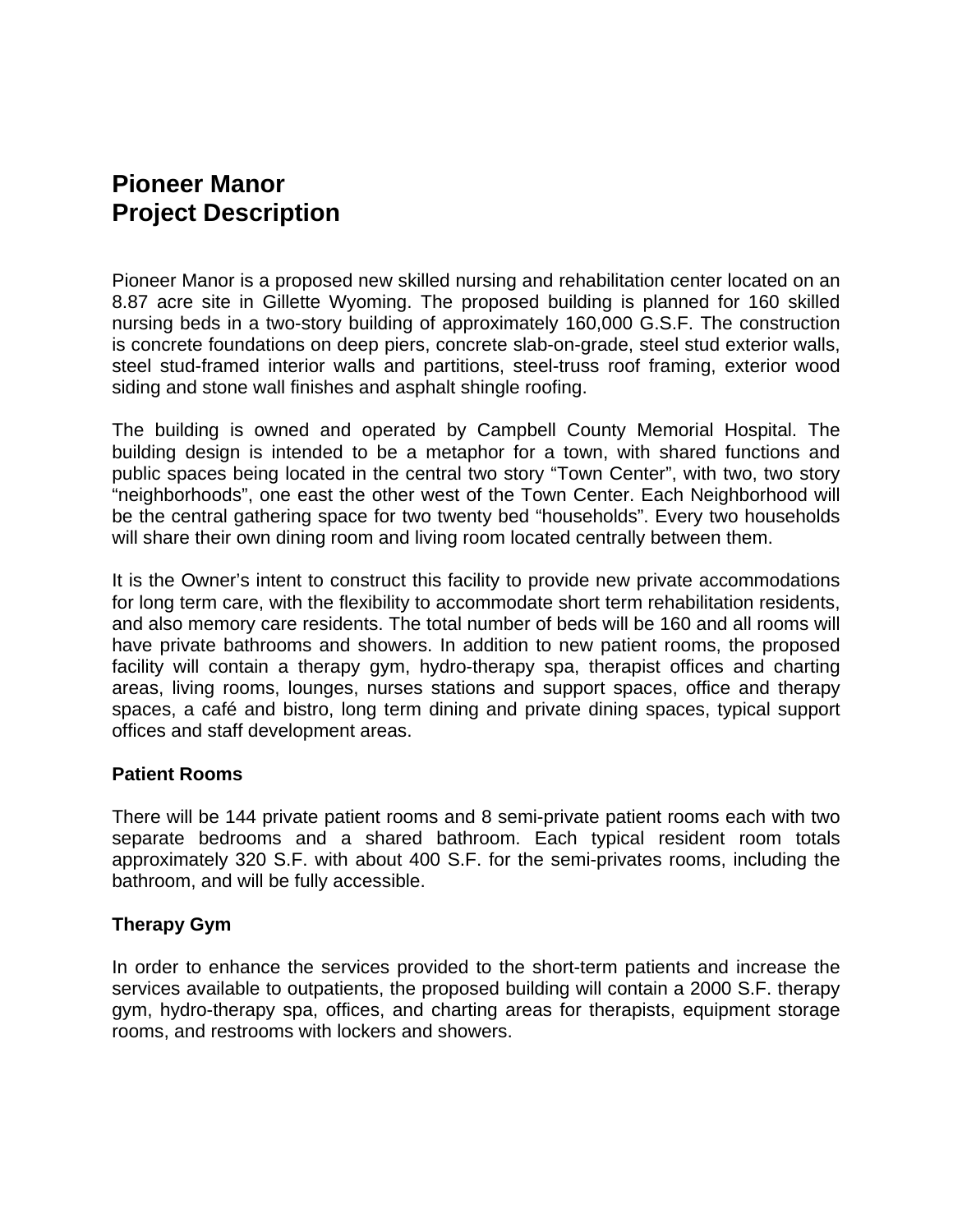# Pioneer Manor
# Project Description

Pioneer Manor is a proposed new skilled nursing and rehabilitation center located on an 8.87 acre site in Gillette Wyoming. The proposed building is planned for 160 skilled nursing beds in a two-story building of approximately 160,000 G.S.F. The construction is concrete foundations on deep piers, concrete slab-on-grade, steel stud exterior walls, steel stud-framed interior walls and partitions, steel-truss roof framing, exterior wood siding and stone wall finishes and asphalt shingle roofing.

The building is owned and operated by Campbell County Memorial Hospital. The building design is intended to be a metaphor for a town, with shared functions and public spaces being located in the central two story "Town Center", with two, two story "neighborhoods", one east the other west of the Town Center. Each Neighborhood will be the central gathering space for two twenty bed "households". Every two households will share their own dining room and living room located centrally between them.

It is the Owner's intent to construct this facility to provide new private accommodations for long term care, with the flexibility to accommodate short term rehabilitation residents, and also memory care residents. The total number of beds will be 160 and all rooms will have private bathrooms and showers. In addition to new patient rooms, the proposed facility will contain a therapy gym, hydro-therapy spa, therapist offices and charting areas, living rooms, lounges, nurses stations and support spaces, office and therapy spaces, a café and bistro, long term dining and private dining spaces, typical support offices and staff development areas.

**Patient Rooms**

There will be 144 private patient rooms and 8 semi-private patient rooms each with two separate bedrooms and a shared bathroom. Each typical resident room totals approximately 320 S.F. with about 400 S.F. for the semi-privates rooms, including the bathroom, and will be fully accessible.

**Therapy Gym**

In order to enhance the services provided to the short-term patients and increase the services available to outpatients, the proposed building will contain a 2000 S.F. therapy gym, hydro-therapy spa, offices, and charting areas for therapists, equipment storage rooms, and restrooms with lockers and showers.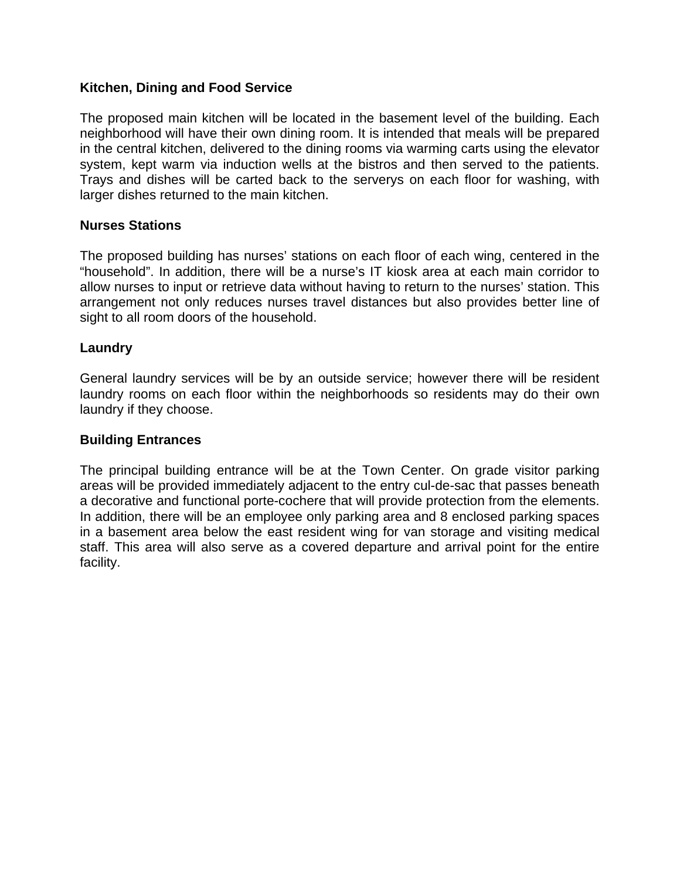**Kitchen, Dining and Food Service**

The proposed main kitchen will be located in the basement level of the building. Each neighborhood will have their own dining room. It is intended that meals will be prepared in the central kitchen, delivered to the dining rooms via warming carts using the elevator system, kept warm via induction wells at the bistros and then served to the patients. Trays and dishes will be carted back to the serverys on each floor for washing, with larger dishes returned to the main kitchen.

**Nurses Stations**

The proposed building has nurses' stations on each floor of each wing, centered in the "household". In addition, there will be a nurse's IT kiosk area at each main corridor to allow nurses to input or retrieve data without having to return to the nurses' station. This arrangement not only reduces nurses travel distances but also provides better line of sight to all room doors of the household.

**Laundry**

General laundry services will be by an outside service; however there will be resident laundry rooms on each floor within the neighborhoods so residents may do their own laundry if they choose.

**Building Entrances**

The principal building entrance will be at the Town Center. On grade visitor parking areas will be provided immediately adjacent to the entry cul-de-sac that passes beneath a decorative and functional porte-cochere that will provide protection from the elements. In addition, there will be an employee only parking area and 8 enclosed parking spaces in a basement area below the east resident wing for van storage and visiting medical staff. This area will also serve as a covered departure and arrival point for the entire facility.